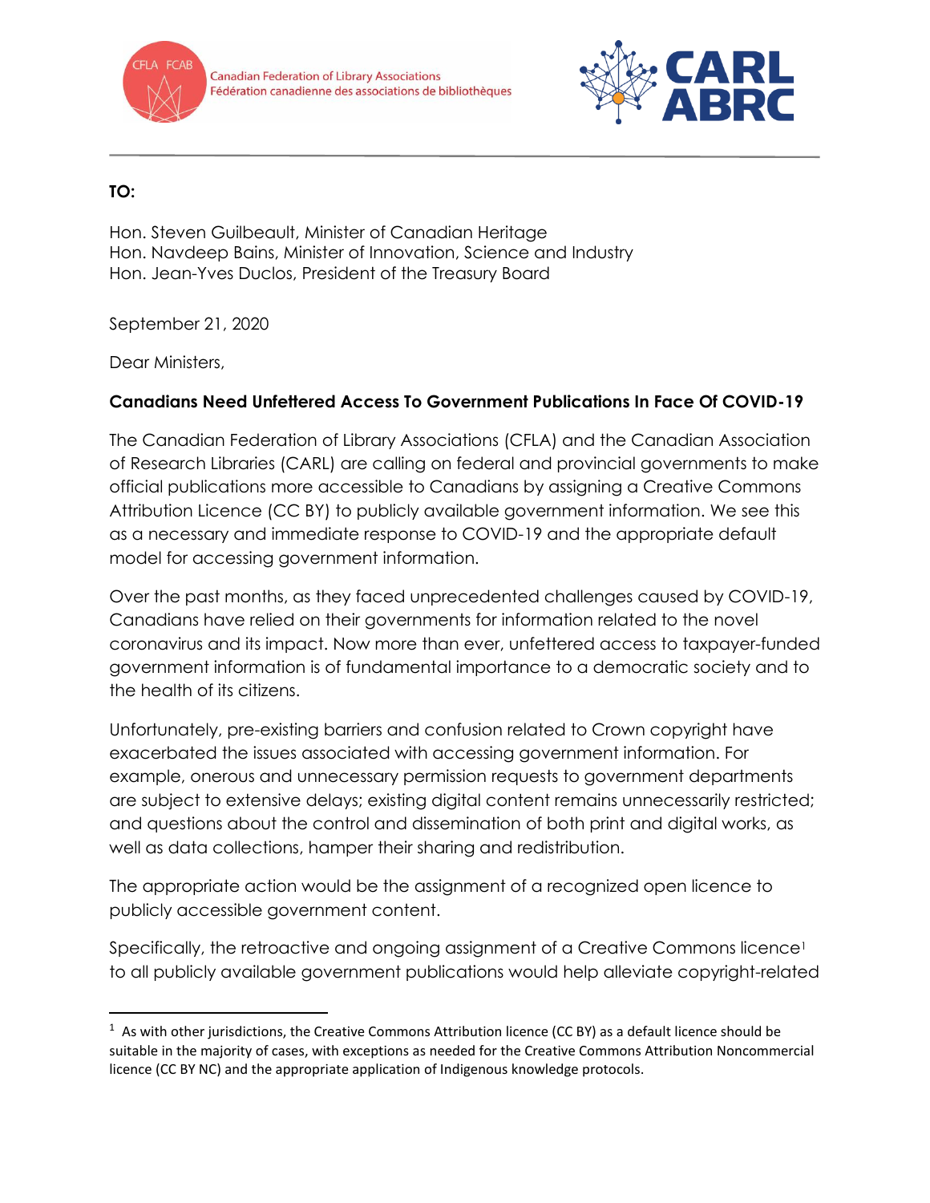Canadian Federation of Library Associations
Fédération canadienne des associations de bibliothèques

CARL ABRC

**TO:**

Hon. Steven Guilbeault, Minister of Canadian Heritage
Hon. Navdeep Bains, Minister of Innovation, Science and Industry
Hon. Jean-Yves Duclos, President of the Treasury Board

September 21, 2020

Dear Ministers,

**Canadians Need Unfettered Access To Government Publications In Face Of COVID-19**

The Canadian Federation of Library Associations (CFLA) and the Canadian Association of Research Libraries (CARL) are calling on federal and provincial governments to make official publications more accessible to Canadians by assigning a Creative Commons Attribution Licence (CC BY) to publicly available government information. We see this as a necessary and immediate response to COVID-19 and the appropriate default model for accessing government information.

Over the past months, as they faced unprecedented challenges caused by COVID-19, Canadians have relied on their governments for information related to the novel coronavirus and its impact. Now more than ever, unfettered access to taxpayer-funded government information is of fundamental importance to a democratic society and to the health of its citizens.

Unfortunately, pre-existing barriers and confusion related to Crown copyright have exacerbated the issues associated with accessing government information. For example, onerous and unnecessary permission requests to government departments are subject to extensive delays; existing digital content remains unnecessarily restricted; and questions about the control and dissemination of both print and digital works, as well as data collections, hamper their sharing and redistribution.

The appropriate action would be the assignment of a recognized open licence to publicly accessible government content.

Specifically, the retroactive and ongoing assignment of a Creative Commons licence[1] to all publicly available government publications would help alleviate copyright-related

[1] As with other jurisdictions, the Creative Commons Attribution licence (CC BY) as a default licence should be suitable in the majority of cases, with exceptions as needed for the Creative Commons Attribution Noncommercial licence (CC BY NC) and the appropriate application of Indigenous knowledge protocols.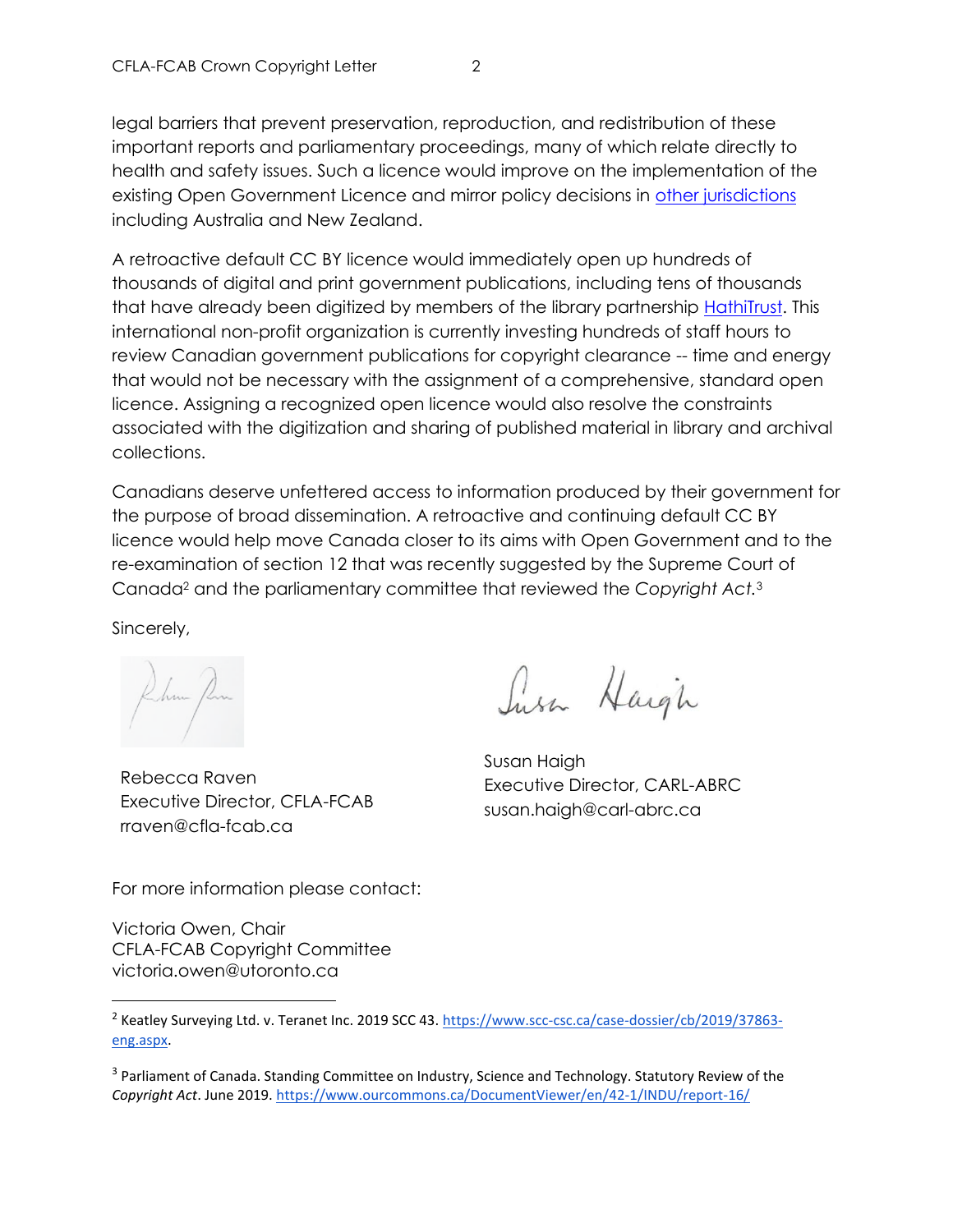legal barriers that prevent preservation, reproduction, and redistribution of these important reports and parliamentary proceedings, many of which relate directly to health and safety issues. Such a licence would improve on the implementation of the existing Open Government Licence and mirror policy decisions in other jurisdictions including Australia and New Zealand.

A retroactive default CC BY licence would immediately open up hundreds of thousands of digital and print government publications, including tens of thousands that have already been digitized by members of the library partnership HathiTrust. This international non-profit organization is currently investing hundreds of staff hours to review Canadian government publications for copyright clearance -- time and energy that would not be necessary with the assignment of a comprehensive, standard open licence. Assigning a recognized open licence would also resolve the constraints associated with the digitization and sharing of published material in library and archival collections.

Canadians deserve unfettered access to information produced by their government for the purpose of broad dissemination. A retroactive and continuing default CC BY licence would help move Canada closer to its aims with Open Government and to the re-examination of section 12 that was recently suggested by the Supreme Court of Canada[2] and the parliamentary committee that reviewed the *Copyright Act*.[3]

Sincerely,

Rebecca Raven
Executive Director, CFLA-FCAB
rraven@cfla-fcab.ca

Susan Haigh
Executive Director, CARL-ABRC
susan.haigh@carl-abrc.ca

For more information please contact:

Victoria Owen, Chair
CFLA-FCAB Copyright Committee
victoria.owen@utoronto.ca

---

[2] Keatley Surveying Ltd. v. Teranet Inc. 2019 SCC 43. https://www.scc-csc.ca/case-dossier/cb/2019/37863-eng.aspx.

[3] Parliament of Canada. Standing Committee on Industry, Science and Technology. Statutory Review of the *Copyright Act*. June 2019. https://www.ourcommons.ca/DocumentViewer/en/42-1/INDU/report-16/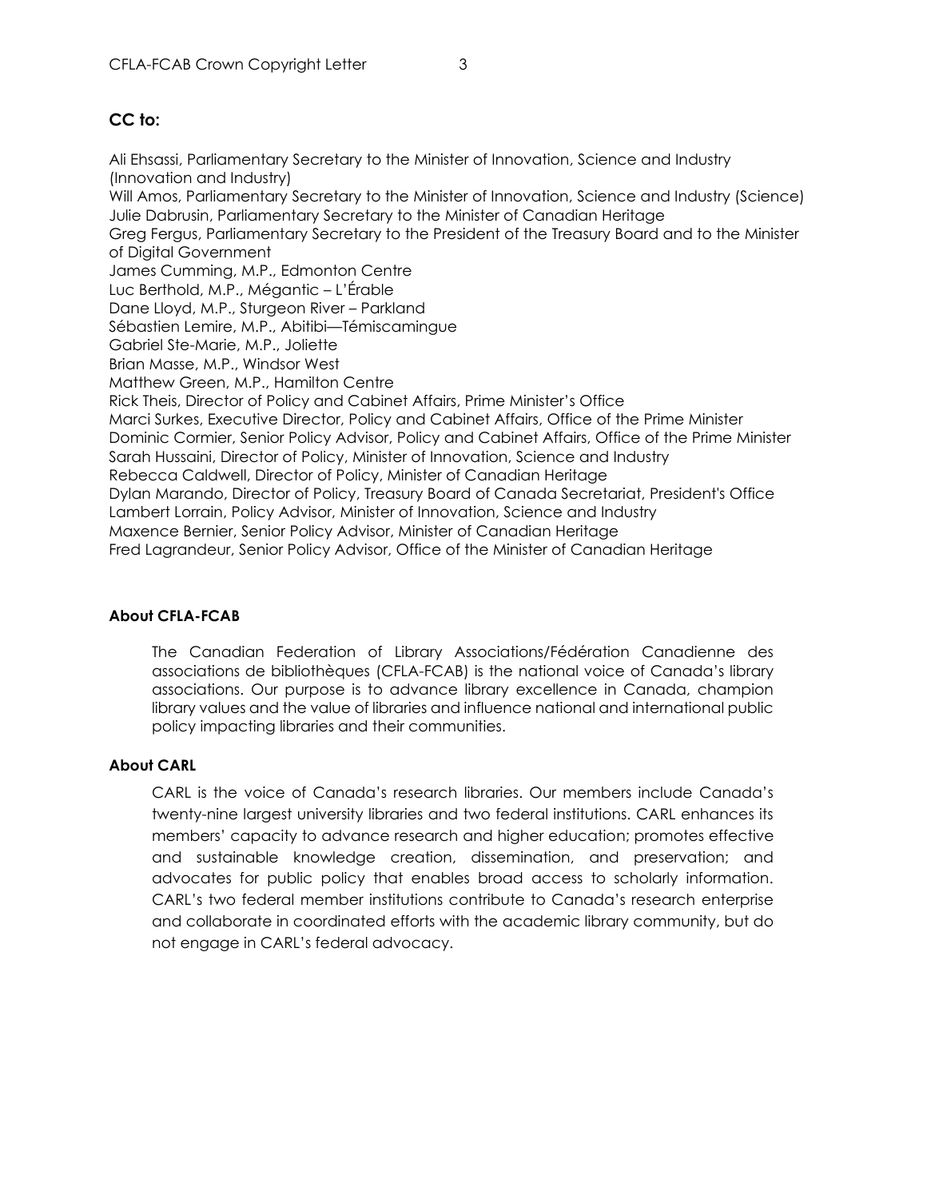## CC to:

Ali Ehsassi, Parliamentary Secretary to the Minister of Innovation, Science and Industry (Innovation and Industry)
Will Amos, Parliamentary Secretary to the Minister of Innovation, Science and Industry (Science)
Julie Dabrusin, Parliamentary Secretary to the Minister of Canadian Heritage
Greg Fergus, Parliamentary Secretary to the President of the Treasury Board and to the Minister of Digital Government
James Cumming, M.P., Edmonton Centre
Luc Berthold, M.P., Mégantic – L'Érable
Dane Lloyd, M.P., Sturgeon River – Parkland
Sébastien Lemire, M.P., Abitibi—Témiscamingue
Gabriel Ste-Marie, M.P., Joliette
Brian Masse, M.P., Windsor West
Matthew Green, M.P., Hamilton Centre
Rick Theis, Director of Policy and Cabinet Affairs, Prime Minister's Office
Marci Surkes, Executive Director, Policy and Cabinet Affairs, Office of the Prime Minister
Dominic Cormier, Senior Policy Advisor, Policy and Cabinet Affairs, Office of the Prime Minister
Sarah Hussaini, Director of Policy, Minister of Innovation, Science and Industry
Rebecca Caldwell, Director of Policy, Minister of Canadian Heritage
Dylan Marando, Director of Policy, Treasury Board of Canada Secretariat, President's Office
Lambert Lorrain, Policy Advisor, Minister of Innovation, Science and Industry
Maxence Bernier, Senior Policy Advisor, Minister of Canadian Heritage
Fred Lagrandeur, Senior Policy Advisor, Office of the Minister of Canadian Heritage

### About CFLA-FCAB

The Canadian Federation of Library Associations/Fédération Canadienne des associations de bibliothèques (CFLA-FCAB) is the national voice of Canada's library associations. Our purpose is to advance library excellence in Canada, champion library values and the value of libraries and influence national and international public policy impacting libraries and their communities.

### About CARL

CARL is the voice of Canada's research libraries. Our members include Canada's twenty-nine largest university libraries and two federal institutions. CARL enhances its members' capacity to advance research and higher education; promotes effective and sustainable knowledge creation, dissemination, and preservation; and advocates for public policy that enables broad access to scholarly information. CARL's two federal member institutions contribute to Canada's research enterprise and collaborate in coordinated efforts with the academic library community, but do not engage in CARL's federal advocacy.